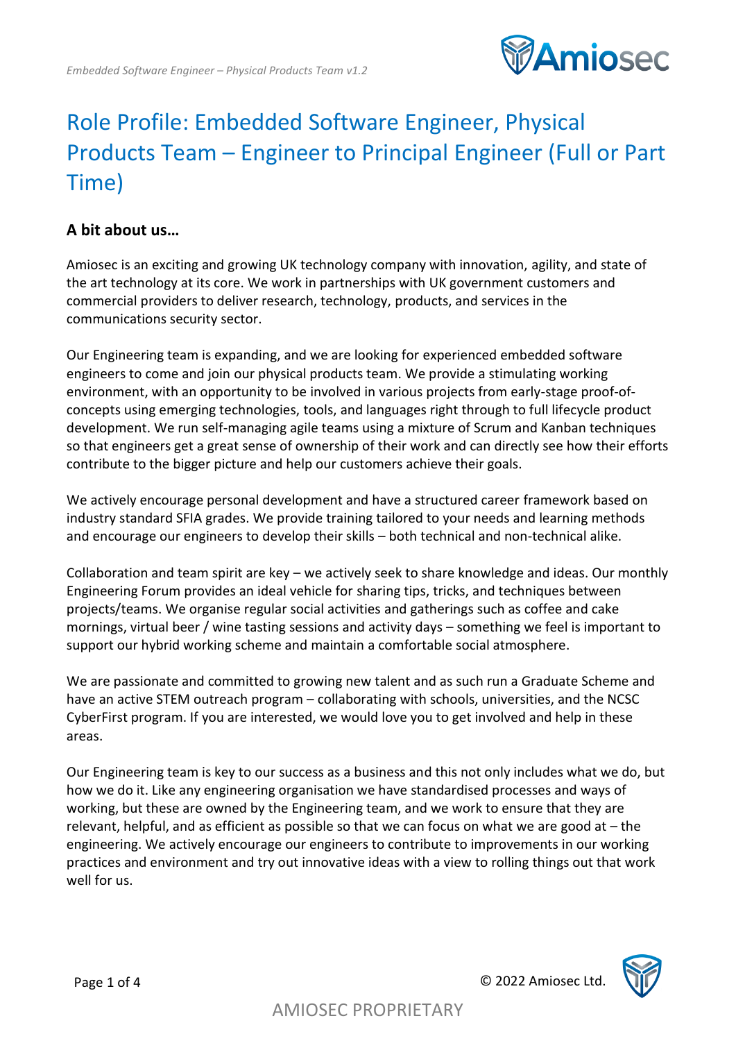# Role Profile: Embedded Software Engineer, Physical Products Team – Engineer to Principal Engineer (Full or Part Time)

## A bit about us…

Amiosec is an exciting and growing UK technology company with innovation, agility, and state of the art technology at its core. We work in partnerships with UK government customers and commercial providers to deliver research, technology, products, and services in the communications security sector.

Our Engineering team is expanding, and we are looking for experienced embedded software engineers to come and join our physical products team. We provide a stimulating working environment, with an opportunity to be involved in various projects from early-stage proof-of-concepts using emerging technologies, tools, and languages right through to full lifecycle product development. We run self-managing agile teams using a mixture of Scrum and Kanban techniques so that engineers get a great sense of ownership of their work and can directly see how their efforts contribute to the bigger picture and help our customers achieve their goals.

We actively encourage personal development and have a structured career framework based on industry standard SFIA grades. We provide training tailored to your needs and learning methods and encourage our engineers to develop their skills – both technical and non-technical alike.

Collaboration and team spirit are key – we actively seek to share knowledge and ideas. Our monthly Engineering Forum provides an ideal vehicle for sharing tips, tricks, and techniques between projects/teams. We organise regular social activities and gatherings such as coffee and cake mornings, virtual beer / wine tasting sessions and activity days – something we feel is important to support our hybrid working scheme and maintain a comfortable social atmosphere.

We are passionate and committed to growing new talent and as such run a Graduate Scheme and have an active STEM outreach program – collaborating with schools, universities, and the NCSC CyberFirst program. If you are interested, we would love you to get involved and help in these areas.

Our Engineering team is key to our success as a business and this not only includes what we do, but how we do it. Like any engineering organisation we have standardised processes and ways of working, but these are owned by the Engineering team, and we work to ensure that they are relevant, helpful, and as efficient as possible so that we can focus on what we are good at – the engineering. We actively encourage our engineers to contribute to improvements in our working practices and environment and try out innovative ideas with a view to rolling things out that work well for us.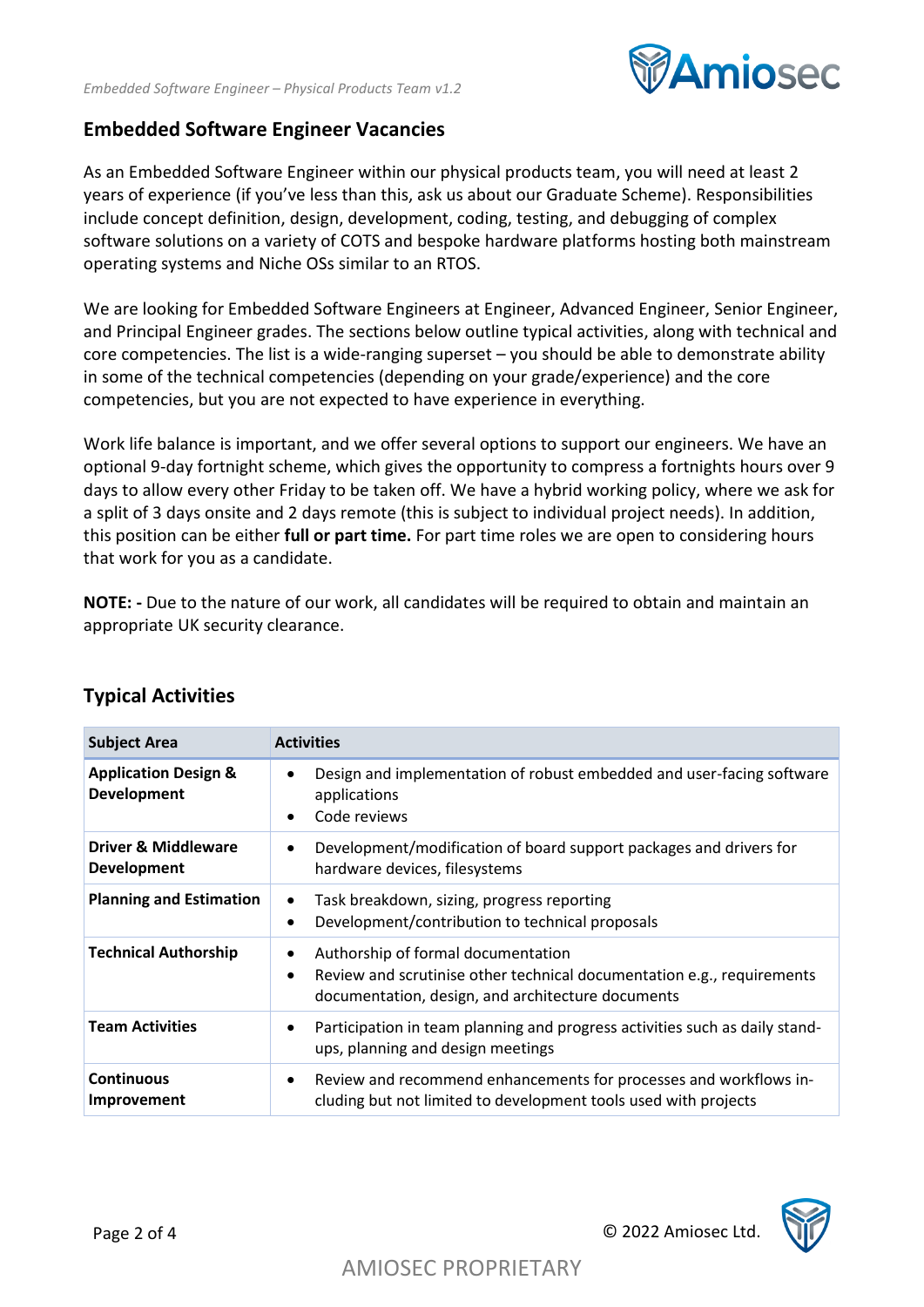## Embedded Software Engineer Vacancies

As an Embedded Software Engineer within our physical products team, you will need at least 2 years of experience (if you've less than this, ask us about our Graduate Scheme). Responsibilities include concept definition, design, development, coding, testing, and debugging of complex software solutions on a variety of COTS and bespoke hardware platforms hosting both mainstream operating systems and Niche OSs similar to an RTOS.

We are looking for Embedded Software Engineers at Engineer, Advanced Engineer, Senior Engineer, and Principal Engineer grades. The sections below outline typical activities, along with technical and core competencies. The list is a wide-ranging superset – you should be able to demonstrate ability in some of the technical competencies (depending on your grade/experience) and the core competencies, but you are not expected to have experience in everything.

Work life balance is important, and we offer several options to support our engineers. We have an optional 9-day fortnight scheme, which gives the opportunity to compress a fortnights hours over 9 days to allow every other Friday to be taken off. We have a hybrid working policy, where we ask for a split of 3 days onsite and 2 days remote (this is subject to individual project needs). In addition, this position can be either **full or part time.** For part time roles we are open to considering hours that work for you as a candidate.

**NOTE: -** Due to the nature of our work, all candidates will be required to obtain and maintain an appropriate UK security clearance.

## Typical Activities

| Subject Area | Activities |
|---|---|
| **Application Design & Development** | • Design and implementation of robust embedded and user-facing software applications<br>• Code reviews |
| **Driver & Middleware Development** | • Development/modification of board support packages and drivers for hardware devices, filesystems |
| **Planning and Estimation** | • Task breakdown, sizing, progress reporting<br>• Development/contribution to technical proposals |
| **Technical Authorship** | • Authorship of formal documentation<br>• Review and scrutinise other technical documentation e.g., requirements documentation, design, and architecture documents |
| **Team Activities** | • Participation in team planning and progress activities such as daily stand-ups, planning and design meetings |
| **Continuous Improvement** | • Review and recommend enhancements for processes and workflows including but not limited to development tools used with projects |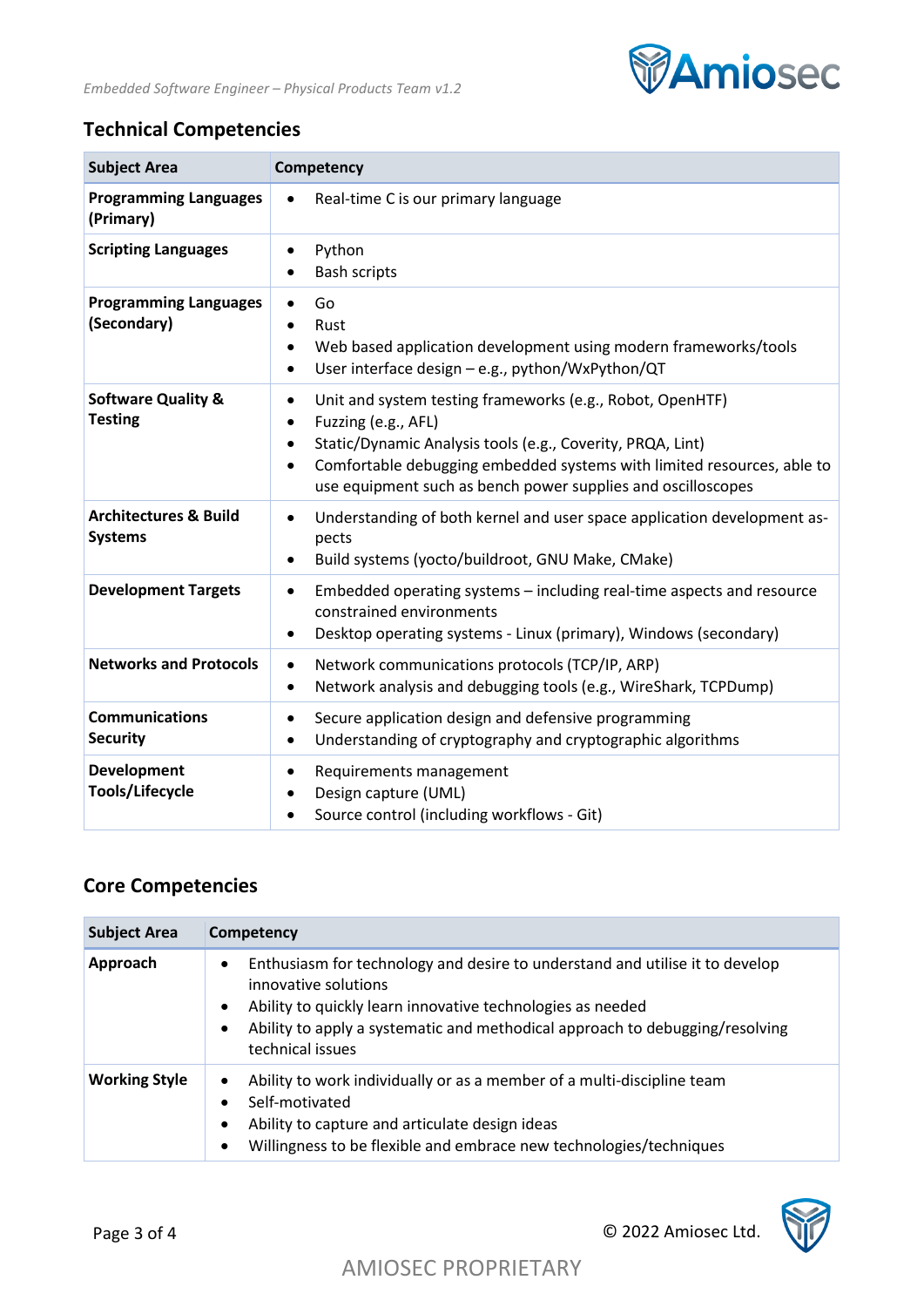## Technical Competencies

| Subject Area | Competency |
|---|---|
| **Programming Languages (Primary)** | • Real-time C is our primary language |
| **Scripting Languages** | • Python<br>• Bash scripts |
| **Programming Languages (Secondary)** | • Go<br>• Rust<br>• Web based application development using modern frameworks/tools<br>• User interface design – e.g., python/WxPython/QT |
| **Software Quality & Testing** | • Unit and system testing frameworks (e.g., Robot, OpenHTF)<br>• Fuzzing (e.g., AFL)<br>• Static/Dynamic Analysis tools (e.g., Coverity, PRQA, Lint)<br>• Comfortable debugging embedded systems with limited resources, able to use equipment such as bench power supplies and oscilloscopes |
| **Architectures & Build Systems** | • Understanding of both kernel and user space application development aspects<br>• Build systems (yocto/buildroot, GNU Make, CMake) |
| **Development Targets** | • Embedded operating systems – including real-time aspects and resource constrained environments<br>• Desktop operating systems - Linux (primary), Windows (secondary) |
| **Networks and Protocols** | • Network communications protocols (TCP/IP, ARP)<br>• Network analysis and debugging tools (e.g., WireShark, TCPDump) |
| **Communications Security** | • Secure application design and defensive programming<br>• Understanding of cryptography and cryptographic algorithms |
| **Development Tools/Lifecycle** | • Requirements management<br>• Design capture (UML)<br>• Source control (including workflows - Git) |

## Core Competencies

| Subject Area | Competency |
|---|---|
| **Approach** | • Enthusiasm for technology and desire to understand and utilise it to develop innovative solutions<br>• Ability to quickly learn innovative technologies as needed<br>• Ability to apply a systematic and methodical approach to debugging/resolving technical issues |
| **Working Style** | • Ability to work individually or as a member of a multi-discipline team<br>• Self-motivated<br>• Ability to capture and articulate design ideas<br>• Willingness to be flexible and embrace new technologies/techniques |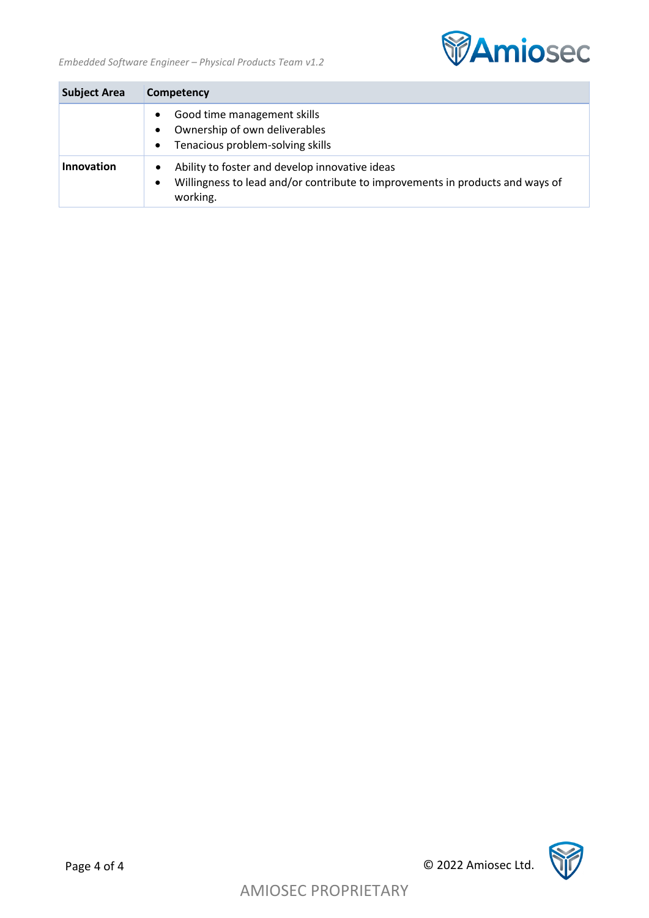| Subject Area | Competency |
|---|---|
| | • Good time management skills<br>• Ownership of own deliverables<br>• Tenacious problem-solving skills |
| **Innovation** | • Ability to foster and develop innovative ideas<br>• Willingness to lead and/or contribute to improvements in products and ways of working. |

© 2022 Amiosec Ltd.

AMIOSEC PROPRIETARY